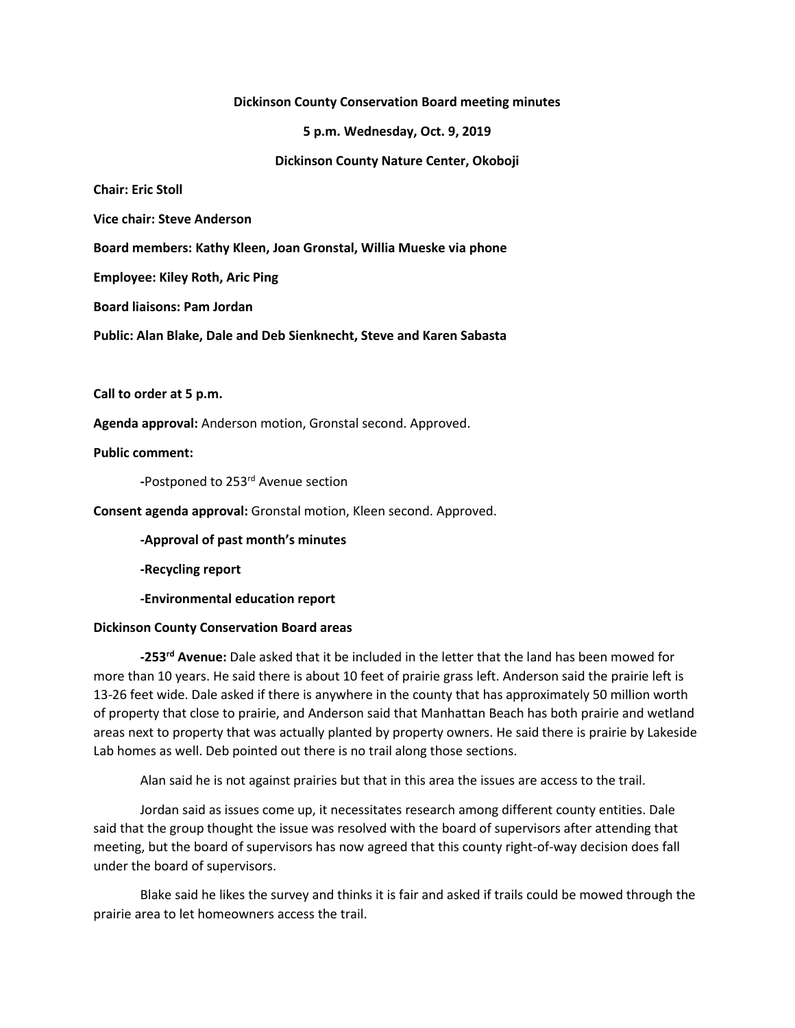**Dickinson County Conservation Board meeting minutes**

**5 p.m. Wednesday, Oct. 9, 2019**

**Dickinson County Nature Center, Okoboji**

**Chair: Eric Stoll**

**Vice chair: Steve Anderson**

**Board members: Kathy Kleen, Joan Gronstal, Willia Mueske via phone**

**Employee: Kiley Roth, Aric Ping**

**Board liaisons: Pam Jordan**

**Public: Alan Blake, Dale and Deb Sienknecht, Steve and Karen Sabasta**

**Call to order at 5 p.m.**

**Agenda approval:** Anderson motion, Gronstal second. Approved.

**Public comment:**

-Postponed to 253rd Avenue section

**Consent agenda approval:** Gronstal motion, Kleen second. Approved.

**-Approval of past month's minutes**

**-Recycling report**

**-Environmental education report**

**Dickinson County Conservation Board areas**

**-253rd Avenue:** Dale asked that it be included in the letter that the land has been mowed for more than 10 years. He said there is about 10 feet of prairie grass left. Anderson said the prairie left is 13-26 feet wide. Dale asked if there is anywhere in the county that has approximately 50 million worth of property that close to prairie, and Anderson said that Manhattan Beach has both prairie and wetland areas next to property that was actually planted by property owners. He said there is prairie by Lakeside Lab homes as well. Deb pointed out there is no trail along those sections.

Alan said he is not against prairies but that in this area the issues are access to the trail.

Jordan said as issues come up, it necessitates research among different county entities. Dale said that the group thought the issue was resolved with the board of supervisors after attending that meeting, but the board of supervisors has now agreed that this county right-of-way decision does fall under the board of supervisors.

Blake said he likes the survey and thinks it is fair and asked if trails could be mowed through the prairie area to let homeowners access the trail.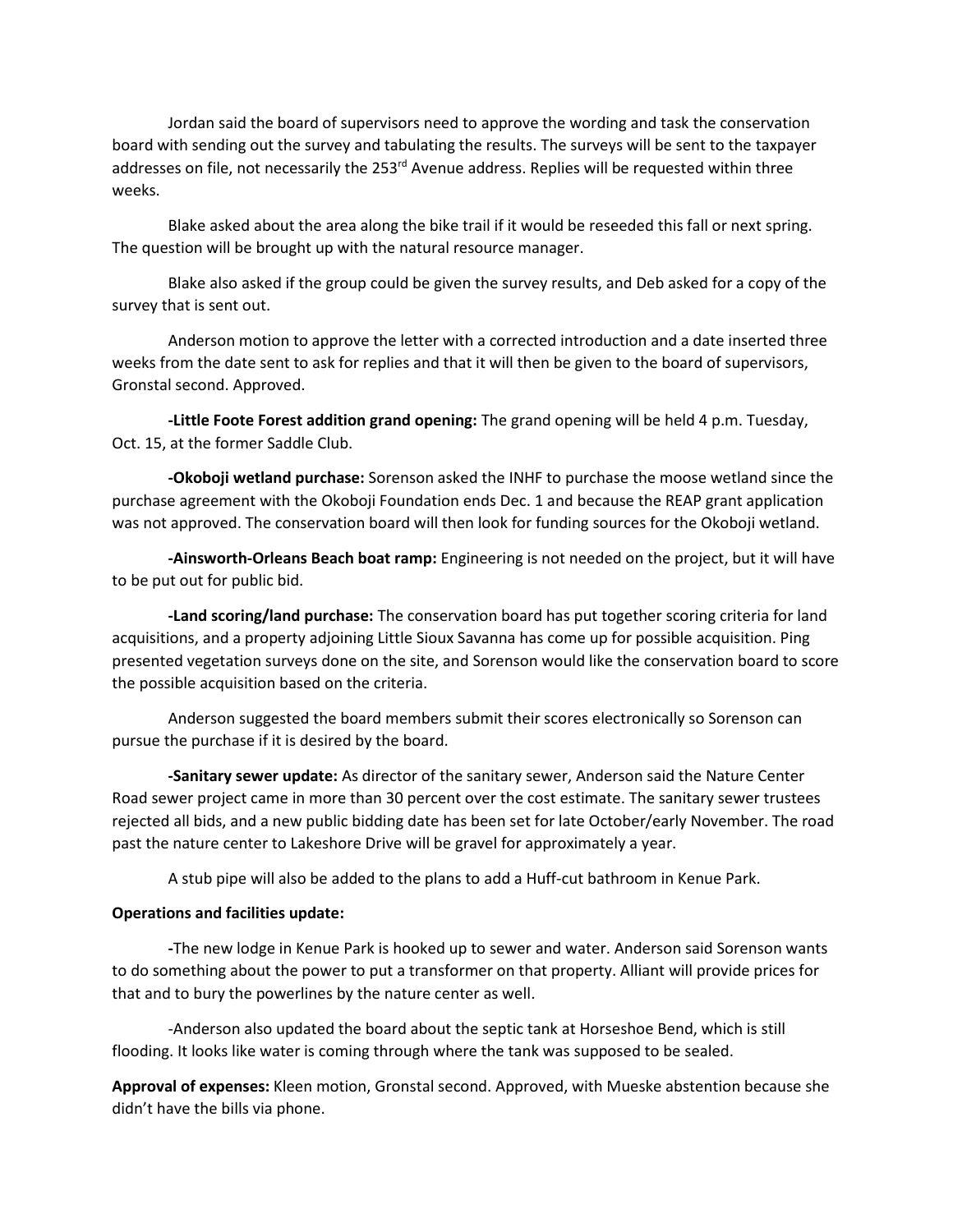Jordan said the board of supervisors need to approve the wording and task the conservation board with sending out the survey and tabulating the results. The surveys will be sent to the taxpayer addresses on file, not necessarily the 253rd Avenue address. Replies will be requested within three weeks.

Blake asked about the area along the bike trail if it would be reseeded this fall or next spring. The question will be brought up with the natural resource manager.

Blake also asked if the group could be given the survey results, and Deb asked for a copy of the survey that is sent out.

Anderson motion to approve the letter with a corrected introduction and a date inserted three weeks from the date sent to ask for replies and that it will then be given to the board of supervisors, Gronstal second. Approved.

**-Little Foote Forest addition grand opening:** The grand opening will be held 4 p.m. Tuesday, Oct. 15, at the former Saddle Club.

**-Okoboji wetland purchase:** Sorenson asked the INHF to purchase the moose wetland since the purchase agreement with the Okoboji Foundation ends Dec. 1 and because the REAP grant application was not approved. The conservation board will then look for funding sources for the Okoboji wetland.

**-Ainsworth-Orleans Beach boat ramp:** Engineering is not needed on the project, but it will have to be put out for public bid.

**-Land scoring/land purchase:** The conservation board has put together scoring criteria for land acquisitions, and a property adjoining Little Sioux Savanna has come up for possible acquisition. Ping presented vegetation surveys done on the site, and Sorenson would like the conservation board to score the possible acquisition based on the criteria.

Anderson suggested the board members submit their scores electronically so Sorenson can pursue the purchase if it is desired by the board.

**-Sanitary sewer update:** As director of the sanitary sewer, Anderson said the Nature Center Road sewer project came in more than 30 percent over the cost estimate. The sanitary sewer trustees rejected all bids, and a new public bidding date has been set for late October/early November. The road past the nature center to Lakeshore Drive will be gravel for approximately a year.

A stub pipe will also be added to the plans to add a Huff-cut bathroom in Kenue Park.

**Operations and facilities update:**

-The new lodge in Kenue Park is hooked up to sewer and water. Anderson said Sorenson wants to do something about the power to put a transformer on that property. Alliant will provide prices for that and to bury the powerlines by the nature center as well.

-Anderson also updated the board about the septic tank at Horseshoe Bend, which is still flooding. It looks like water is coming through where the tank was supposed to be sealed.

**Approval of expenses:** Kleen motion, Gronstal second. Approved, with Mueske abstention because she didn't have the bills via phone.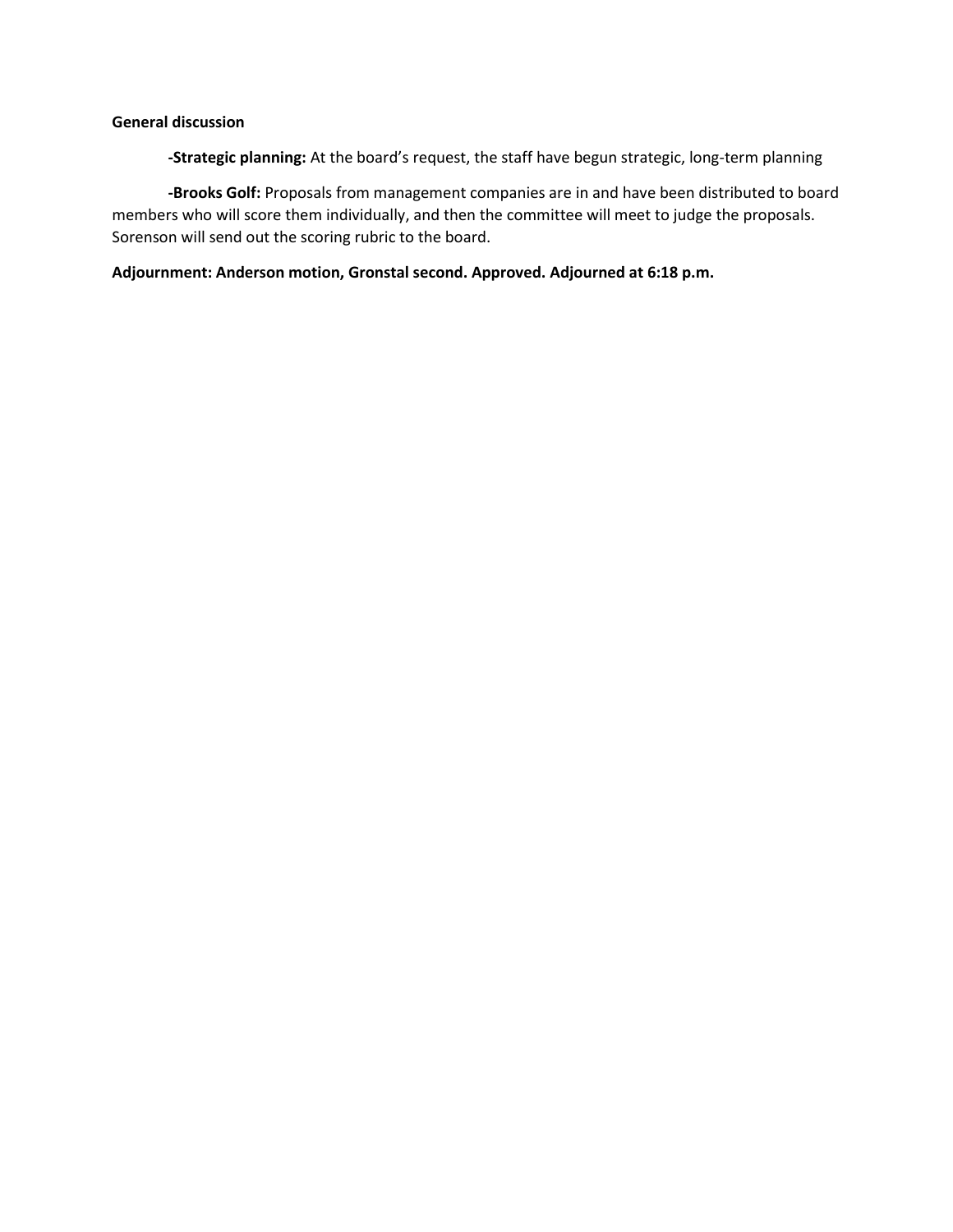**General discussion**

**-Strategic planning:** At the board's request, the staff have begun strategic, long-term planning

**-Brooks Golf:** Proposals from management companies are in and have been distributed to board members who will score them individually, and then the committee will meet to judge the proposals. Sorenson will send out the scoring rubric to the board.

**Adjournment: Anderson motion, Gronstal second. Approved. Adjourned at 6:18 p.m.**